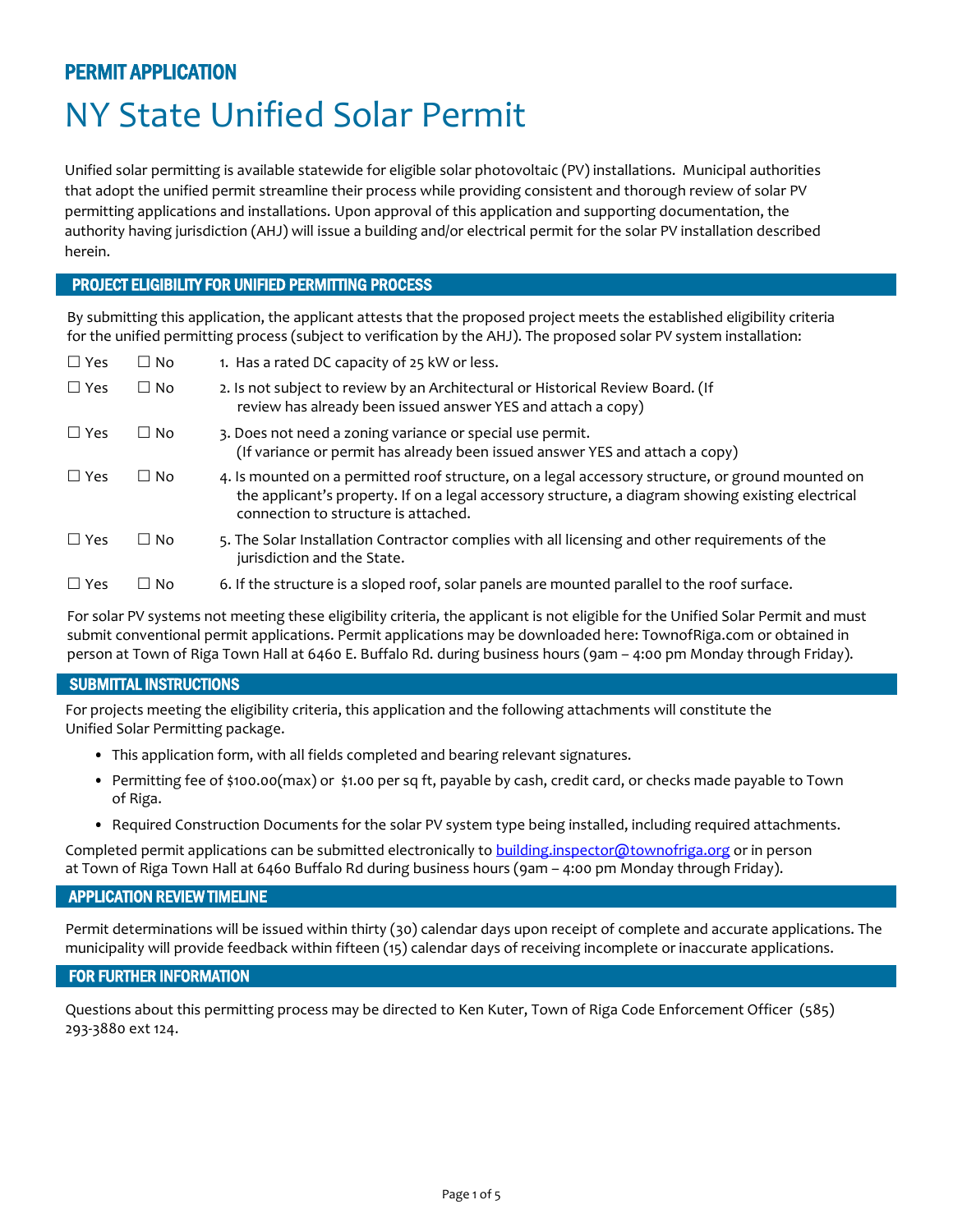**PERMIT APPLICATION**

# NY State Unified Solar Permit

Unified solar permitting is available statewide for eligible solar photovoltaic (PV) installations. Municipal authorities that adopt the unified permit streamline their process while providing consistent and thorough review of solar PV permitting applications and installations. Upon approval of this application and supporting documentation, the authority having jurisdiction (AHJ) will issue a building and/or electrical permit for the solar PV installation described herein.

## PROJECT ELIGIBILITY FOR UNIFIED PERMITTING PROCESS

By submitting this application, the applicant attests that the proposed project meets the established eligibility criteria for the unified permitting process (subject to verification by the AHJ). The proposed solar PV system installation:

☐ Yes ☐ No 1. Has a rated DC capacity of 25 kW or less.

☐ Yes ☐ No 2. Is not subject to review by an Architectural or Historical Review Board. (If review has already been issued answer YES and attach a copy)

☐ Yes ☐ No 3. Does not need a zoning variance or special use permit. (If variance or permit has already been issued answer YES and attach a copy)

☐ Yes ☐ No 4. Is mounted on a permitted roof structure, on a legal accessory structure, or ground mounted on the applicant's property. If on a legal accessory structure, a diagram showing existing electrical connection to structure is attached.

☐ Yes ☐ No 5. The Solar Installation Contractor complies with all licensing and other requirements of the jurisdiction and the State.

☐ Yes ☐ No 6. If the structure is a sloped roof, solar panels are mounted parallel to the roof surface.

For solar PV systems not meeting these eligibility criteria, the applicant is not eligible for the Unified Solar Permit and must submit conventional permit applications. Permit applications may be downloaded here: TownofRiga.com or obtained in person at Town of Riga Town Hall at 6460 E. Buffalo Rd. during business hours (9am – 4:00 pm Monday through Friday).

## SUBMITTAL INSTRUCTIONS

For projects meeting the eligibility criteria, this application and the following attachments will constitute the Unified Solar Permitting package.

- This application form, with all fields completed and bearing relevant signatures.
- Permitting fee of $100.00(max) or $1.00 per sq ft, payable by cash, credit card, or checks made payable to Town of Riga.
- Required Construction Documents for the solar PV system type being installed, including required attachments.

Completed permit applications can be submitted electronically to building.inspector@townofriga.org or in person at Town of Riga Town Hall at 6460 Buffalo Rd during business hours (9am – 4:00 pm Monday through Friday).

## APPLICATION REVIEW TIMELINE

Permit determinations will be issued within thirty (30) calendar days upon receipt of complete and accurate applications. The municipality will provide feedback within fifteen (15) calendar days of receiving incomplete or inaccurate applications.

## FOR FURTHER INFORMATION

Questions about this permitting process may be directed to Ken Kuter, Town of Riga Code Enforcement Officer (585) 293-3880 ext 124.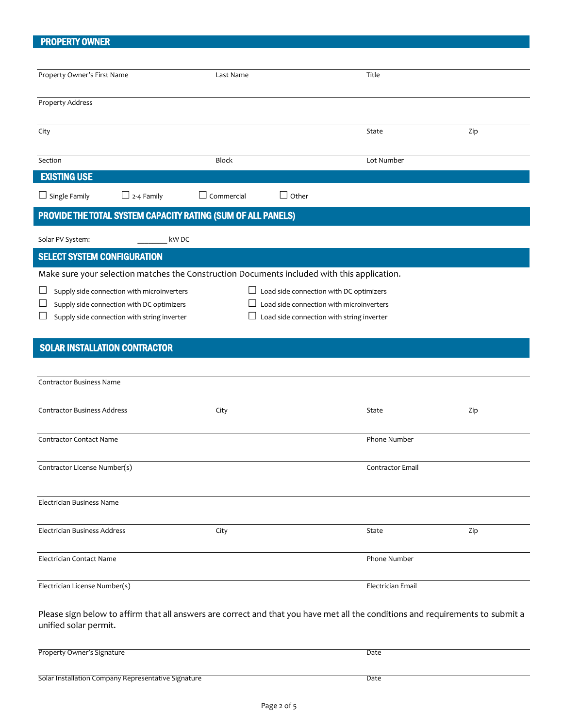## PROPERTY OWNER

| Property Owner's First Name | Last Name | Title | |
|---|---|---|---|
| Property Address | | | |
| City | | State | Zip |
| Section | Block | Lot Number | |

## EXISTING USE

☐ Single Family ☐ 2-4 Family ☐ Commercial ☐ Other

## PROVIDE THE TOTAL SYSTEM CAPACITY RATING (SUM OF ALL PANELS)

Solar PV System: ________ kW DC

## SELECT SYSTEM CONFIGURATION

Make sure your selection matches the Construction Documents included with this application.

☐ Supply side connection with microinverters

☐ Supply side connection with DC optimizers

☐ Supply side connection with string inverter

☐ Load side connection with DC optimizers

☐ Load side connection with microinverters

☐ Load side connection with string inverter

## SOLAR INSTALLATION CONTRACTOR

| Contractor Business Name | | | |
|---|---|---|---|
| Contractor Business Address | City | State | Zip |
| Contractor Contact Name | | Phone Number | |
| Contractor License Number(s) | | Contractor Email | |
| Electrician Business Name | | | |
| Electrician Business Address | City | State | Zip |
| Electrician Contact Name | | Phone Number | |
| Electrician License Number(s) | | Electrician Email | |

Please sign below to affirm that all answers are correct and that you have met all the conditions and requirements to submit a unified solar permit.

| Property Owner's Signature | Date |
|---|---|
| Solar Installation Company Representative Signature | Date |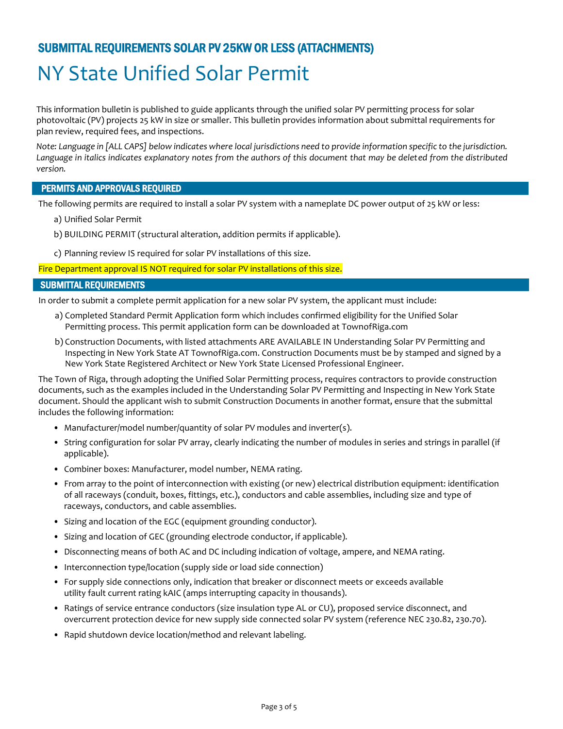## SUBMITTAL REQUIREMENTS SOLAR PV 25KW OR LESS (ATTACHMENTS)

# NY State Unified Solar Permit

This information bulletin is published to guide applicants through the unified solar PV permitting process for solar photovoltaic (PV) projects 25 kW in size or smaller. This bulletin provides information about submittal requirements for plan review, required fees, and inspections.

*Note: Language in [ALL CAPS] below indicates where local jurisdictions need to provide information specific to the jurisdiction. Language in italics indicates explanatory notes from the authors of this document that may be deleted from the distributed version.*

### PERMITS AND APPROVALS REQUIRED

The following permits are required to install a solar PV system with a nameplate DC power output of 25 kW or less:

a) Unified Solar Permit

b) BUILDING PERMIT (structural alteration, addition permits if applicable).

c) Planning review IS required for solar PV installations of this size.

Fire Department approval IS NOT required for solar PV installations of this size.

### SUBMITTAL REQUIREMENTS

In order to submit a complete permit application for a new solar PV system, the applicant must include:

a) Completed Standard Permit Application form which includes confirmed eligibility for the Unified Solar Permitting process. This permit application form can be downloaded at TownofRiga.com

b) Construction Documents, with listed attachments ARE AVAILABLE IN Understanding Solar PV Permitting and Inspecting in New York State AT TownofRiga.com. Construction Documents must be by stamped and signed by a New York State Registered Architect or New York State Licensed Professional Engineer.

The Town of Riga, through adopting the Unified Solar Permitting process, requires contractors to provide construction documents, such as the examples included in the Understanding Solar PV Permitting and Inspecting in New York State document. Should the applicant wish to submit Construction Documents in another format, ensure that the submittal includes the following information:

- Manufacturer/model number/quantity of solar PV modules and inverter(s).
- String configuration for solar PV array, clearly indicating the number of modules in series and strings in parallel (if applicable).
- Combiner boxes: Manufacturer, model number, NEMA rating.
- From array to the point of interconnection with existing (or new) electrical distribution equipment: identification of all raceways (conduit, boxes, fittings, etc.), conductors and cable assemblies, including size and type of raceways, conductors, and cable assemblies.
- Sizing and location of the EGC (equipment grounding conductor).
- Sizing and location of GEC (grounding electrode conductor, if applicable).
- Disconnecting means of both AC and DC including indication of voltage, ampere, and NEMA rating.
- Interconnection type/location (supply side or load side connection)
- For supply side connections only, indication that breaker or disconnect meets or exceeds available utility fault current rating kAIC (amps interrupting capacity in thousands).
- Ratings of service entrance conductors (size insulation type AL or CU), proposed service disconnect, and overcurrent protection device for new supply side connected solar PV system (reference NEC 230.82, 230.70).
- Rapid shutdown device location/method and relevant labeling.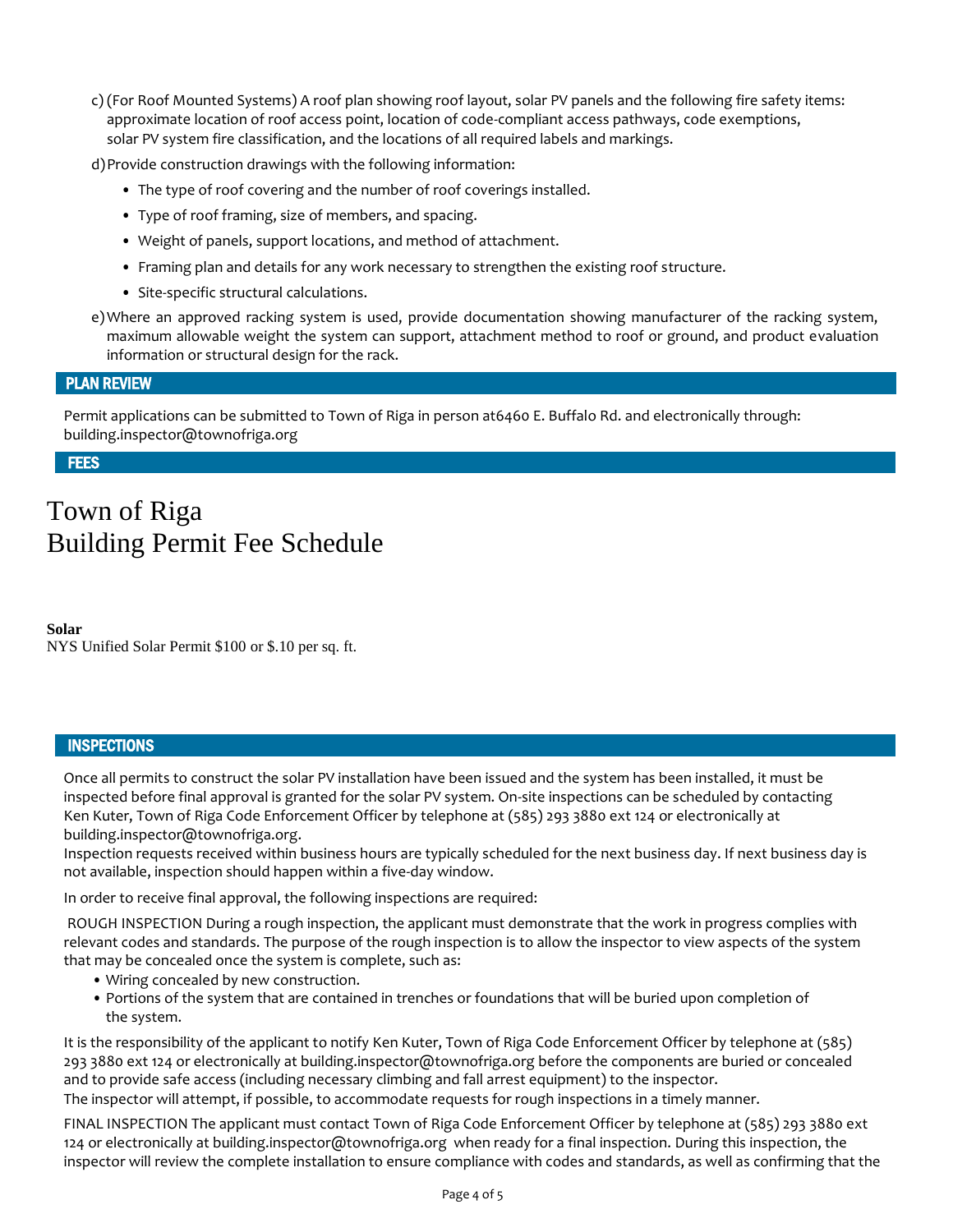c) (For Roof Mounted Systems) A roof plan showing roof layout, solar PV panels and the following fire safety items: approximate location of roof access point, location of code-compliant access pathways, code exemptions, solar PV system fire classification, and the locations of all required labels and markings.

d) Provide construction drawings with the following information:

- The type of roof covering and the number of roof coverings installed.
- Type of roof framing, size of members, and spacing.
- Weight of panels, support locations, and method of attachment.
- Framing plan and details for any work necessary to strengthen the existing roof structure.
- Site-specific structural calculations.

e) Where an approved racking system is used, provide documentation showing manufacturer of the racking system, maximum allowable weight the system can support, attachment method to roof or ground, and product evaluation information or structural design for the rack.

## PLAN REVIEW

Permit applications can be submitted to Town of Riga in person at6460 E. Buffalo Rd. and electronically through: building.inspector@townofriga.org

## FEES

# Town of Riga
# Building Permit Fee Schedule

**Solar**
NYS Unified Solar Permit $100 or $.10 per sq. ft.

## INSPECTIONS

Once all permits to construct the solar PV installation have been issued and the system has been installed, it must be inspected before final approval is granted for the solar PV system. On-site inspections can be scheduled by contacting Ken Kuter, Town of Riga Code Enforcement Officer by telephone at (585) 293 3880 ext 124 or electronically at building.inspector@townofriga.org.
Inspection requests received within business hours are typically scheduled for the next business day. If next business day is not available, inspection should happen within a five-day window.

In order to receive final approval, the following inspections are required:

ROUGH INSPECTION During a rough inspection, the applicant must demonstrate that the work in progress complies with relevant codes and standards. The purpose of the rough inspection is to allow the inspector to view aspects of the system that may be concealed once the system is complete, such as:

- Wiring concealed by new construction.
- Portions of the system that are contained in trenches or foundations that will be buried upon completion of the system.

It is the responsibility of the applicant to notify Ken Kuter, Town of Riga Code Enforcement Officer by telephone at (585) 293 3880 ext 124 or electronically at building.inspector@townofriga.org before the components are buried or concealed and to provide safe access (including necessary climbing and fall arrest equipment) to the inspector.
The inspector will attempt, if possible, to accommodate requests for rough inspections in a timely manner.

FINAL INSPECTION The applicant must contact Town of Riga Code Enforcement Officer by telephone at (585) 293 3880 ext 124 or electronically at building.inspector@townofriga.org when ready for a final inspection. During this inspection, the inspector will review the complete installation to ensure compliance with codes and standards, as well as confirming that the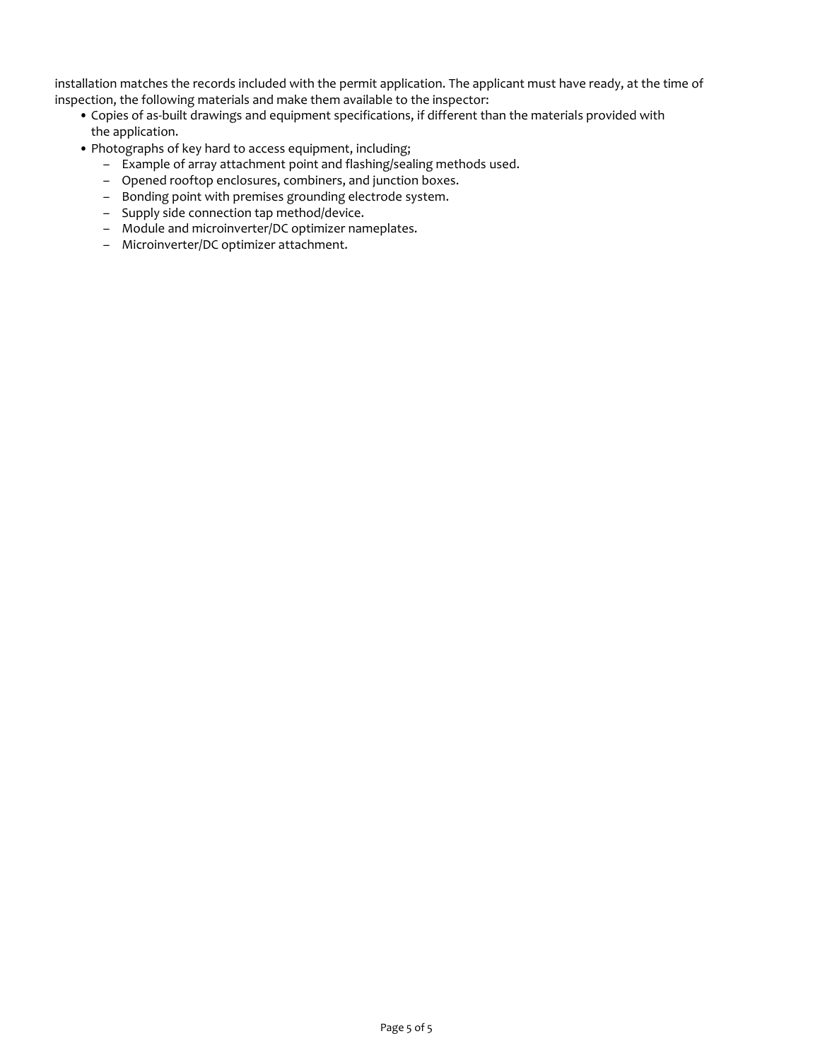installation matches the records included with the permit application. The applicant must have ready, at the time of inspection, the following materials and make them available to the inspector:

- Copies of as-built drawings and equipment specifications, if different than the materials provided with the application.
- Photographs of key hard to access equipment, including;
  - Example of array attachment point and flashing/sealing methods used.
  - Opened rooftop enclosures, combiners, and junction boxes.
  - Bonding point with premises grounding electrode system.
  - Supply side connection tap method/device.
  - Module and microinverter/DC optimizer nameplates.
  - Microinverter/DC optimizer attachment.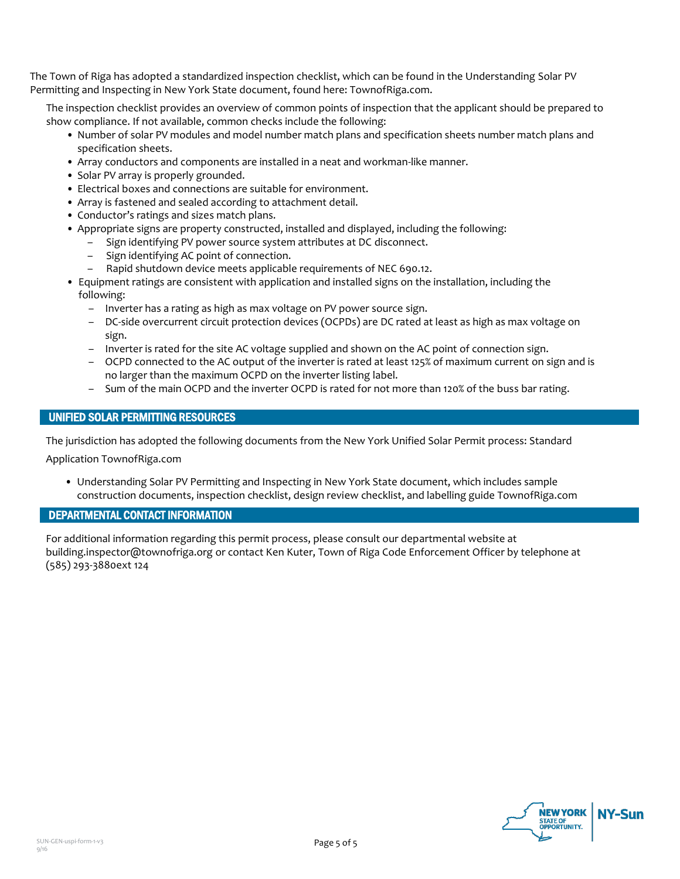The Town of Riga has adopted a standardized inspection checklist, which can be found in the Understanding Solar PV Permitting and Inspecting in New York State document, found here: TownofRiga.com.

The inspection checklist provides an overview of common points of inspection that the applicant should be prepared to show compliance. If not available, common checks include the following:

- Number of solar PV modules and model number match plans and specification sheets number match plans and specification sheets.
- Array conductors and components are installed in a neat and workman-like manner.
- Solar PV array is properly grounded.
- Electrical boxes and connections are suitable for environment.
- Array is fastened and sealed according to attachment detail.
- Conductor's ratings and sizes match plans.
- Appropriate signs are property constructed, installed and displayed, including the following:
  - Sign identifying PV power source system attributes at DC disconnect.
  - Sign identifying AC point of connection.
  - Rapid shutdown device meets applicable requirements of NEC 690.12.
- Equipment ratings are consistent with application and installed signs on the installation, including the following:
  - Inverter has a rating as high as max voltage on PV power source sign.
  - DC-side overcurrent circuit protection devices (OCPDs) are DC rated at least as high as max voltage on sign.
  - Inverter is rated for the site AC voltage supplied and shown on the AC point of connection sign.
  - OCPD connected to the AC output of the inverter is rated at least 125% of maximum current on sign and is no larger than the maximum OCPD on the inverter listing label.
  - Sum of the main OCPD and the inverter OCPD is rated for not more than 120% of the buss bar rating.

## UNIFIED SOLAR PERMITTING RESOURCES

The jurisdiction has adopted the following documents from the New York Unified Solar Permit process: Standard Application TownofRiga.com

- Understanding Solar PV Permitting and Inspecting in New York State document, which includes sample construction documents, inspection checklist, design review checklist, and labelling guide TownofRiga.com

## DEPARTMENTAL CONTACT INFORMATION

For additional information regarding this permit process, please consult our departmental website at building.inspector@townofriga.org or contact Ken Kuter, Town of Riga Code Enforcement Officer by telephone at (585) 293-3880ext 124

SUN-GEN-uspi-form-1-v3
9/16